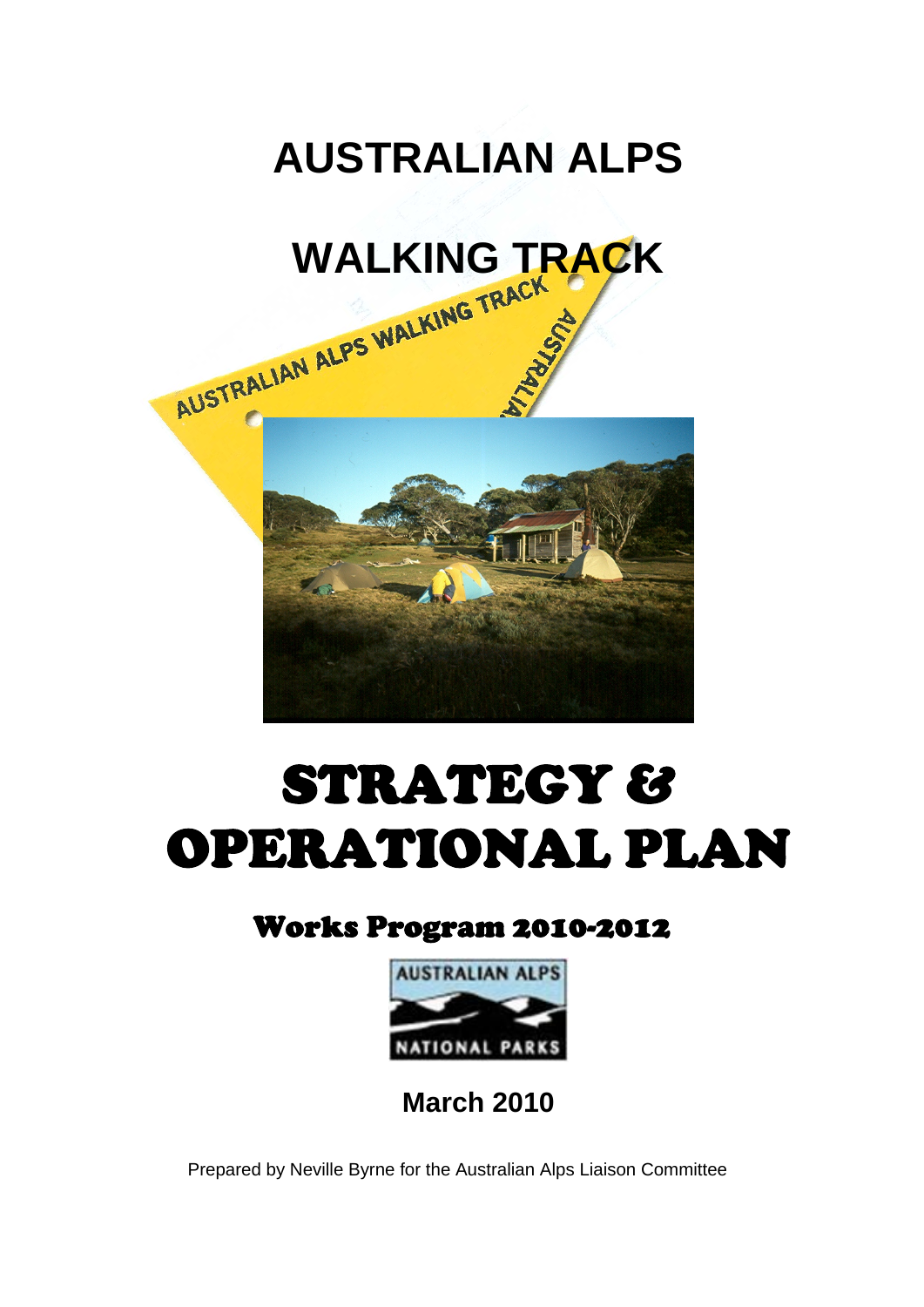# AUSTRALIAN ALPS

# WALKING TRACK

# STRATEGY & OPERATIONAL PLAN

## Works Program 2010-2012

**March 2010**

Prepared by Neville Byrne for the Australian Alps Liaison Committee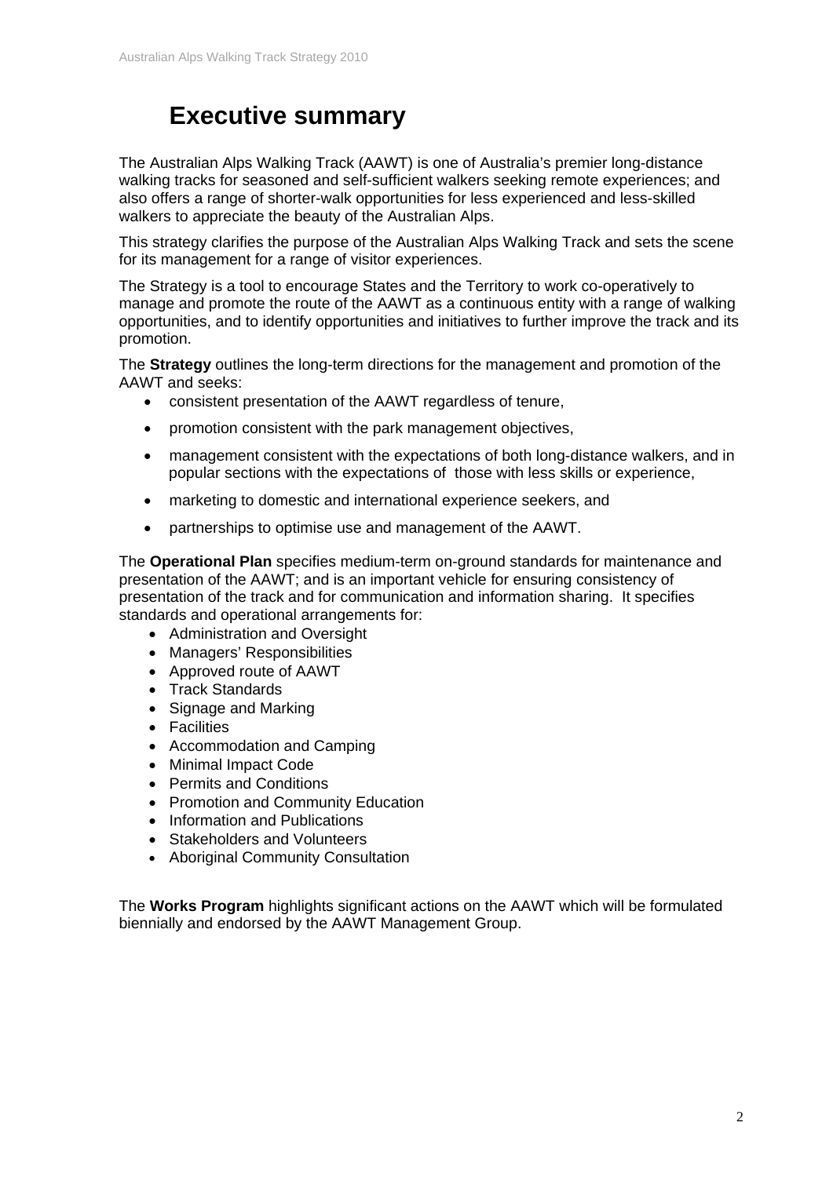# Executive summary

The Australian Alps Walking Track (AAWT) is one of Australia's premier long-distance walking tracks for seasoned and self-sufficient walkers seeking remote experiences; and also offers a range of shorter-walk opportunities for less experienced and less-skilled walkers to appreciate the beauty of the Australian Alps.

This strategy clarifies the purpose of the Australian Alps Walking Track and sets the scene for its management for a range of visitor experiences.

The Strategy is a tool to encourage States and the Territory to work co-operatively to manage and promote the route of the AAWT as a continuous entity with a range of walking opportunities, and to identify opportunities and initiatives to further improve the track and its promotion.

The **Strategy** outlines the long-term directions for the management and promotion of the AAWT and seeks:

- consistent presentation of the AAWT regardless of tenure,
- promotion consistent with the park management objectives,
- management consistent with the expectations of both long-distance walkers, and in popular sections with the expectations of those with less skills or experience,
- marketing to domestic and international experience seekers, and
- partnerships to optimise use and management of the AAWT.

The **Operational Plan** specifies medium-term on-ground standards for maintenance and presentation of the AAWT; and is an important vehicle for ensuring consistency of presentation of the track and for communication and information sharing. It specifies standards and operational arrangements for:

- Administration and Oversight
- Managers' Responsibilities
- Approved route of AAWT
- Track Standards
- Signage and Marking
- Facilities
- Accommodation and Camping
- Minimal Impact Code
- Permits and Conditions
- Promotion and Community Education
- Information and Publications
- Stakeholders and Volunteers
- Aboriginal Community Consultation

The **Works Program** highlights significant actions on the AAWT which will be formulated biennially and endorsed by the AAWT Management Group.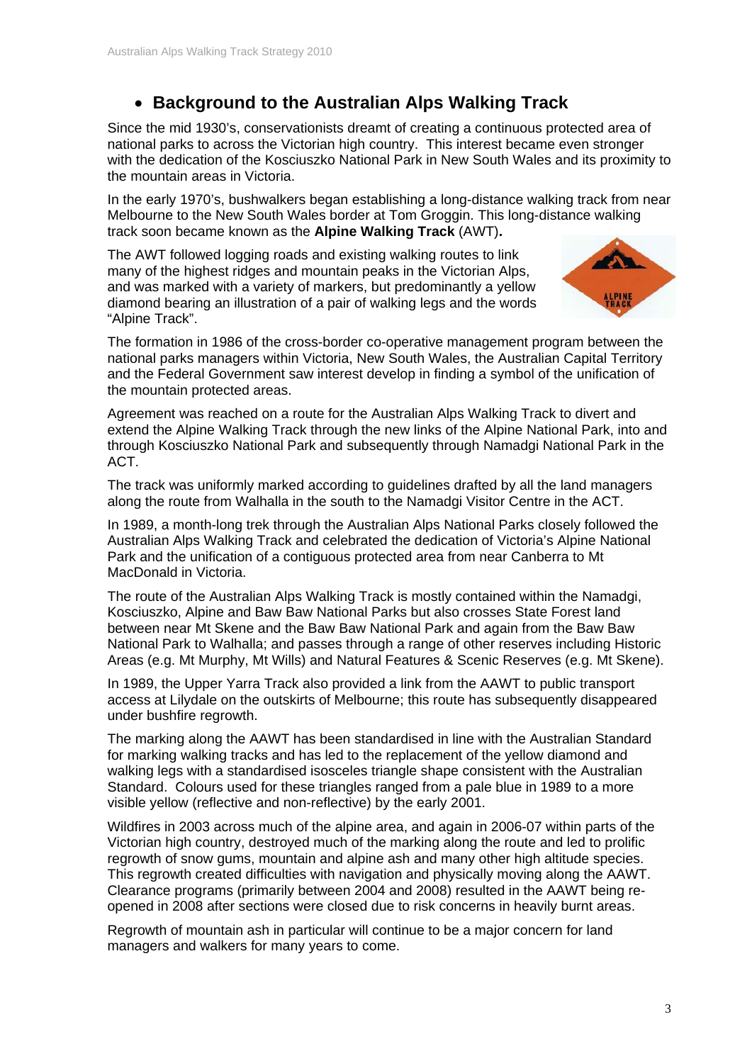## Background to the Australian Alps Walking Track

Since the mid 1930's, conservationists dreamt of creating a continuous protected area of national parks to across the Victorian high country. This interest became even stronger with the dedication of the Kosciuszko National Park in New South Wales and its proximity to the mountain areas in Victoria.

In the early 1970's, bushwalkers began establishing a long-distance walking track from near Melbourne to the New South Wales border at Tom Groggin. This long-distance walking track soon became known as the **Alpine Walking Track** (AWT)**.**

The AWT followed logging roads and existing walking routes to link many of the highest ridges and mountain peaks in the Victorian Alps, and was marked with a variety of markers, but predominantly a yellow diamond bearing an illustration of a pair of walking legs and the words "Alpine Track".

The formation in 1986 of the cross-border co-operative management program between the national parks managers within Victoria, New South Wales, the Australian Capital Territory and the Federal Government saw interest develop in finding a symbol of the unification of the mountain protected areas.

Agreement was reached on a route for the Australian Alps Walking Track to divert and extend the Alpine Walking Track through the new links of the Alpine National Park, into and through Kosciuszko National Park and subsequently through Namadgi National Park in the ACT.

The track was uniformly marked according to guidelines drafted by all the land managers along the route from Walhalla in the south to the Namadgi Visitor Centre in the ACT.

In 1989, a month-long trek through the Australian Alps National Parks closely followed the Australian Alps Walking Track and celebrated the dedication of Victoria's Alpine National Park and the unification of a contiguous protected area from near Canberra to Mt MacDonald in Victoria.

The route of the Australian Alps Walking Track is mostly contained within the Namadgi, Kosciuszko, Alpine and Baw Baw National Parks but also crosses State Forest land between near Mt Skene and the Baw Baw National Park and again from the Baw Baw National Park to Walhalla; and passes through a range of other reserves including Historic Areas (e.g. Mt Murphy, Mt Wills) and Natural Features & Scenic Reserves (e.g. Mt Skene).

In 1989, the Upper Yarra Track also provided a link from the AAWT to public transport access at Lilydale on the outskirts of Melbourne; this route has subsequently disappeared under bushfire regrowth.

The marking along the AAWT has been standardised in line with the Australian Standard for marking walking tracks and has led to the replacement of the yellow diamond and walking legs with a standardised isosceles triangle shape consistent with the Australian Standard. Colours used for these triangles ranged from a pale blue in 1989 to a more visible yellow (reflective and non-reflective) by the early 2001.

Wildfires in 2003 across much of the alpine area, and again in 2006-07 within parts of the Victorian high country, destroyed much of the marking along the route and led to prolific regrowth of snow gums, mountain and alpine ash and many other high altitude species. This regrowth created difficulties with navigation and physically moving along the AAWT. Clearance programs (primarily between 2004 and 2008) resulted in the AAWT being re-opened in 2008 after sections were closed due to risk concerns in heavily burnt areas.

Regrowth of mountain ash in particular will continue to be a major concern for land managers and walkers for many years to come.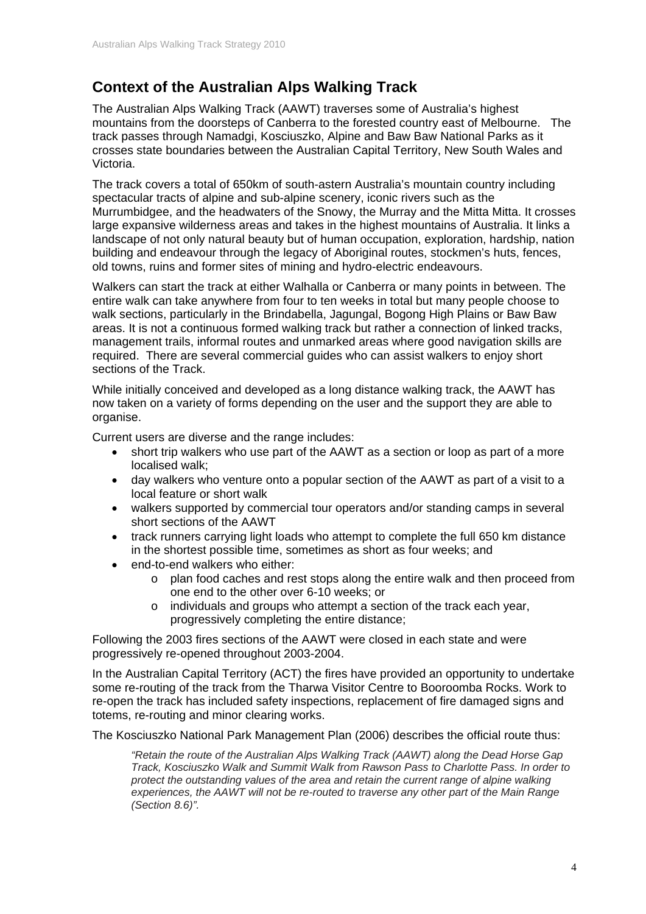## Context of the Australian Alps Walking Track

The Australian Alps Walking Track (AAWT) traverses some of Australia's highest mountains from the doorsteps of Canberra to the forested country east of Melbourne. The track passes through Namadgi, Kosciuszko, Alpine and Baw Baw National Parks as it crosses state boundaries between the Australian Capital Territory, New South Wales and Victoria.

The track covers a total of 650km of south-astern Australia's mountain country including spectacular tracts of alpine and sub-alpine scenery, iconic rivers such as the Murrumbidgee, and the headwaters of the Snowy, the Murray and the Mitta Mitta. It crosses large expansive wilderness areas and takes in the highest mountains of Australia. It links a landscape of not only natural beauty but of human occupation, exploration, hardship, nation building and endeavour through the legacy of Aboriginal routes, stockmen's huts, fences, old towns, ruins and former sites of mining and hydro-electric endeavours.

Walkers can start the track at either Walhalla or Canberra or many points in between. The entire walk can take anywhere from four to ten weeks in total but many people choose to walk sections, particularly in the Brindabella, Jagungal, Bogong High Plains or Baw Baw areas. It is not a continuous formed walking track but rather a connection of linked tracks, management trails, informal routes and unmarked areas where good navigation skills are required. There are several commercial guides who can assist walkers to enjoy short sections of the Track.

While initially conceived and developed as a long distance walking track, the AAWT has now taken on a variety of forms depending on the user and the support they are able to organise.

Current users are diverse and the range includes:

- short trip walkers who use part of the AAWT as a section or loop as part of a more localised walk;
- day walkers who venture onto a popular section of the AAWT as part of a visit to a local feature or short walk
- walkers supported by commercial tour operators and/or standing camps in several short sections of the AAWT
- track runners carrying light loads who attempt to complete the full 650 km distance in the shortest possible time, sometimes as short as four weeks; and
- end-to-end walkers who either:
  - plan food caches and rest stops along the entire walk and then proceed from one end to the other over 6-10 weeks; or
  - individuals and groups who attempt a section of the track each year, progressively completing the entire distance;

Following the 2003 fires sections of the AAWT were closed in each state and were progressively re-opened throughout 2003-2004.

In the Australian Capital Territory (ACT) the fires have provided an opportunity to undertake some re-routing of the track from the Tharwa Visitor Centre to Booroomba Rocks. Work to re-open the track has included safety inspections, replacement of fire damaged signs and totems, re-routing and minor clearing works.

The Kosciuszko National Park Management Plan (2006) describes the official route thus:

> *"Retain the route of the Australian Alps Walking Track (AAWT) along the Dead Horse Gap Track, Kosciuszko Walk and Summit Walk from Rawson Pass to Charlotte Pass. In order to protect the outstanding values of the area and retain the current range of alpine walking experiences, the AAWT will not be re-routed to traverse any other part of the Main Range (Section 8.6)".*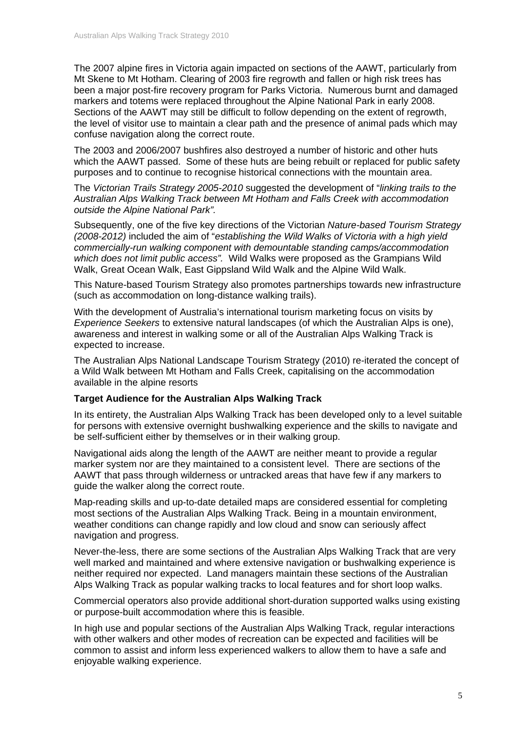The 2007 alpine fires in Victoria again impacted on sections of the AAWT, particularly from Mt Skene to Mt Hotham. Clearing of 2003 fire regrowth and fallen or high risk trees has been a major post-fire recovery program for Parks Victoria. Numerous burnt and damaged markers and totems were replaced throughout the Alpine National Park in early 2008. Sections of the AAWT may still be difficult to follow depending on the extent of regrowth, the level of visitor use to maintain a clear path and the presence of animal pads which may confuse navigation along the correct route.

The 2003 and 2006/2007 bushfires also destroyed a number of historic and other huts which the AAWT passed. Some of these huts are being rebuilt or replaced for public safety purposes and to continue to recognise historical connections with the mountain area.

The *Victorian Trails Strategy 2005-2010* suggested the development of "*linking trails to the Australian Alps Walking Track between Mt Hotham and Falls Creek with accommodation outside the Alpine National Park".*

Subsequently, one of the five key directions of the Victorian *Nature-based Tourism Strategy (2008-2012)* included the aim of "*establishing the Wild Walks of Victoria with a high yield commercially-run walking component with demountable standing camps/accommodation which does not limit public access".* Wild Walks were proposed as the Grampians Wild Walk, Great Ocean Walk, East Gippsland Wild Walk and the Alpine Wild Walk.

This Nature-based Tourism Strategy also promotes partnerships towards new infrastructure (such as accommodation on long-distance walking trails).

With the development of Australia's international tourism marketing focus on visits by *Experience Seekers* to extensive natural landscapes (of which the Australian Alps is one), awareness and interest in walking some or all of the Australian Alps Walking Track is expected to increase.

The Australian Alps National Landscape Tourism Strategy (2010) re-iterated the concept of a Wild Walk between Mt Hotham and Falls Creek, capitalising on the accommodation available in the alpine resorts

**Target Audience for the Australian Alps Walking Track**

In its entirety, the Australian Alps Walking Track has been developed only to a level suitable for persons with extensive overnight bushwalking experience and the skills to navigate and be self-sufficient either by themselves or in their walking group.

Navigational aids along the length of the AAWT are neither meant to provide a regular marker system nor are they maintained to a consistent level. There are sections of the AAWT that pass through wilderness or untracked areas that have few if any markers to guide the walker along the correct route.

Map-reading skills and up-to-date detailed maps are considered essential for completing most sections of the Australian Alps Walking Track. Being in a mountain environment, weather conditions can change rapidly and low cloud and snow can seriously affect navigation and progress.

Never-the-less, there are some sections of the Australian Alps Walking Track that are very well marked and maintained and where extensive navigation or bushwalking experience is neither required nor expected. Land managers maintain these sections of the Australian Alps Walking Track as popular walking tracks to local features and for short loop walks.

Commercial operators also provide additional short-duration supported walks using existing or purpose-built accommodation where this is feasible.

In high use and popular sections of the Australian Alps Walking Track, regular interactions with other walkers and other modes of recreation can be expected and facilities will be common to assist and inform less experienced walkers to allow them to have a safe and enjoyable walking experience.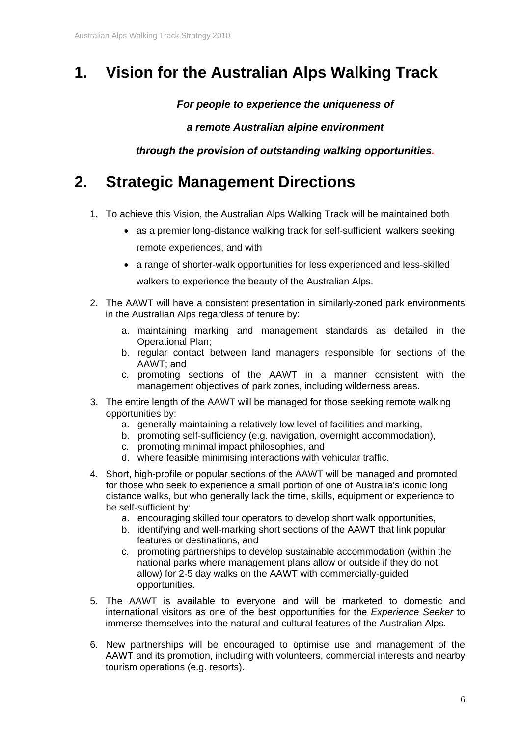# 1. Vision for the Australian Alps Walking Track

***For people to experience the uniqueness of***

***a remote Australian alpine environment***

***through the provision of outstanding walking opportunities.***

# 2. Strategic Management Directions

1. To achieve this Vision, the Australian Alps Walking Track will be maintained both
   - as a premier long-distance walking track for self-sufficient walkers seeking remote experiences, and with
   - a range of shorter-walk opportunities for less experienced and less-skilled walkers to experience the beauty of the Australian Alps.
2. The AAWT will have a consistent presentation in similarly-zoned park environments in the Australian Alps regardless of tenure by:
   a. maintaining marking and management standards as detailed in the Operational Plan;
   b. regular contact between land managers responsible for sections of the AAWT; and
   c. promoting sections of the AAWT in a manner consistent with the management objectives of park zones, including wilderness areas.
3. The entire length of the AAWT will be managed for those seeking remote walking opportunities by:
   a. generally maintaining a relatively low level of facilities and marking,
   b. promoting self-sufficiency (e.g. navigation, overnight accommodation),
   c. promoting minimal impact philosophies, and
   d. where feasible minimising interactions with vehicular traffic.
4. Short, high-profile or popular sections of the AAWT will be managed and promoted for those who seek to experience a small portion of one of Australia's iconic long distance walks, but who generally lack the time, skills, equipment or experience to be self-sufficient by:
   a. encouraging skilled tour operators to develop short walk opportunities,
   b. identifying and well-marking short sections of the AAWT that link popular features or destinations, and
   c. promoting partnerships to develop sustainable accommodation (within the national parks where management plans allow or outside if they do not allow) for 2-5 day walks on the AAWT with commercially-guided opportunities.
5. The AAWT is available to everyone and will be marketed to domestic and international visitors as one of the best opportunities for the *Experience Seeker* to immerse themselves into the natural and cultural features of the Australian Alps.
6. New partnerships will be encouraged to optimise use and management of the AAWT and its promotion, including with volunteers, commercial interests and nearby tourism operations (e.g. resorts).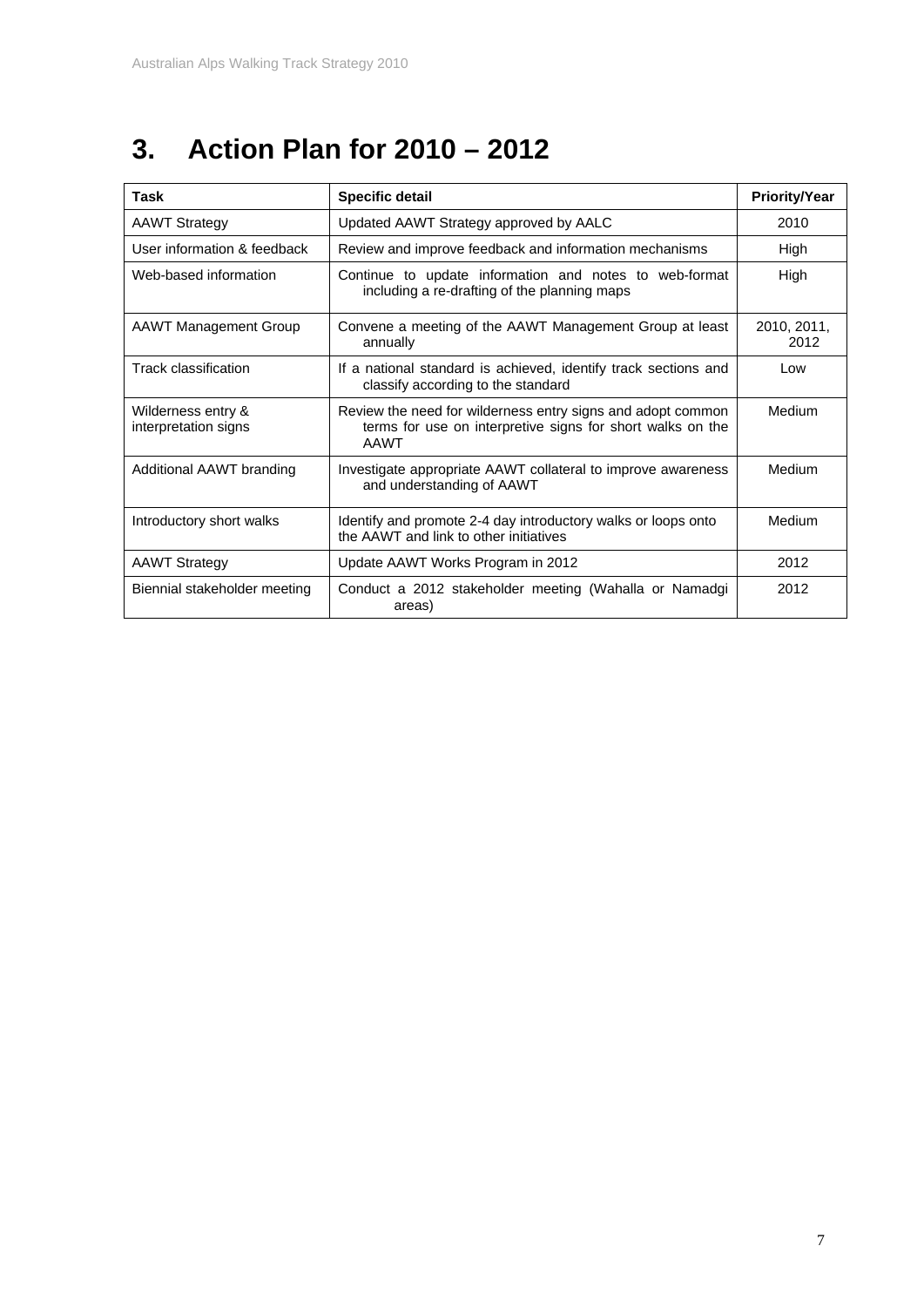# 3. Action Plan for 2010 – 2012

| Task | Specific detail | Priority/Year |
|---|---|---|
| AAWT Strategy | Updated AAWT Strategy approved by AALC | 2010 |
| User information & feedback | Review and improve feedback and information mechanisms | High |
| Web-based information | Continue to update information and notes to web-format including a re-drafting of the planning maps | High |
| AAWT Management Group | Convene a meeting of the AAWT Management Group at least annually | 2010, 2011, 2012 |
| Track classification | If a national standard is achieved, identify track sections and classify according to the standard | Low |
| Wilderness entry & interpretation signs | Review the need for wilderness entry signs and adopt common terms for use on interpretive signs for short walks on the AAWT | Medium |
| Additional AAWT branding | Investigate appropriate AAWT collateral to improve awareness and understanding of AAWT | Medium |
| Introductory short walks | Identify and promote 2-4 day introductory walks or loops onto the AAWT and link to other initiatives | Medium |
| AAWT Strategy | Update AAWT Works Program in 2012 | 2012 |
| Biennial stakeholder meeting | Conduct a 2012 stakeholder meeting (Wahalla or Namadgi areas) | 2012 |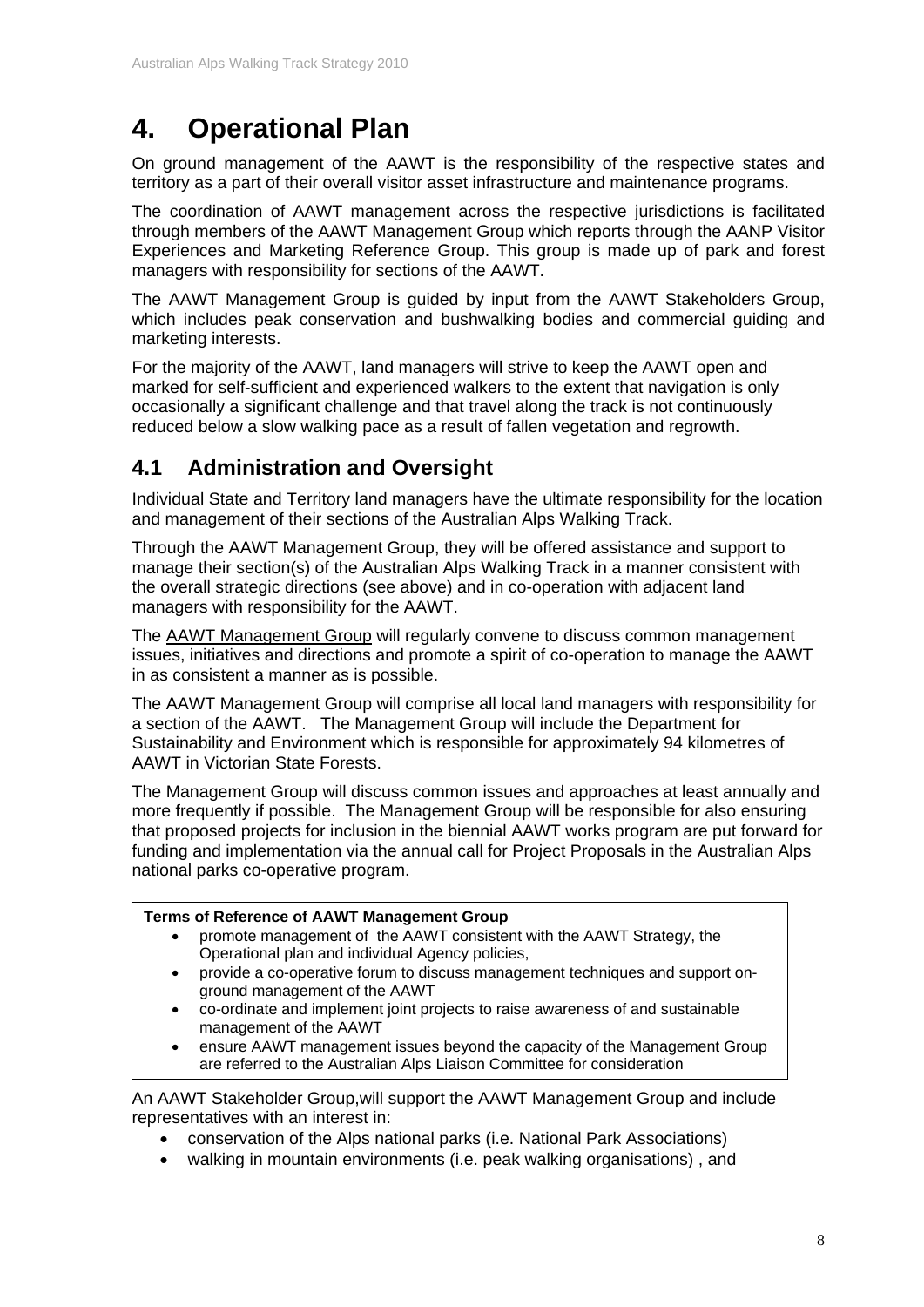# 4. Operational Plan

On ground management of the AAWT is the responsibility of the respective states and territory as a part of their overall visitor asset infrastructure and maintenance programs.

The coordination of AAWT management across the respective jurisdictions is facilitated through members of the AAWT Management Group which reports through the AANP Visitor Experiences and Marketing Reference Group. This group is made up of park and forest managers with responsibility for sections of the AAWT.

The AAWT Management Group is guided by input from the AAWT Stakeholders Group, which includes peak conservation and bushwalking bodies and commercial guiding and marketing interests.

For the majority of the AAWT, land managers will strive to keep the AAWT open and marked for self-sufficient and experienced walkers to the extent that navigation is only occasionally a significant challenge and that travel along the track is not continuously reduced below a slow walking pace as a result of fallen vegetation and regrowth.

## 4.1 Administration and Oversight

Individual State and Territory land managers have the ultimate responsibility for the location and management of their sections of the Australian Alps Walking Track.

Through the AAWT Management Group, they will be offered assistance and support to manage their section(s) of the Australian Alps Walking Track in a manner consistent with the overall strategic directions (see above) and in co-operation with adjacent land managers with responsibility for the AAWT.

The AAWT Management Group will regularly convene to discuss common management issues, initiatives and directions and promote a spirit of co-operation to manage the AAWT in as consistent a manner as is possible.

The AAWT Management Group will comprise all local land managers with responsibility for a section of the AAWT. The Management Group will include the Department for Sustainability and Environment which is responsible for approximately 94 kilometres of AAWT in Victorian State Forests.

The Management Group will discuss common issues and approaches at least annually and more frequently if possible. The Management Group will be responsible for also ensuring that proposed projects for inclusion in the biennial AAWT works program are put forward for funding and implementation via the annual call for Project Proposals in the Australian Alps national parks co-operative program.

**Terms of Reference of AAWT Management Group**

- promote management of the AAWT consistent with the AAWT Strategy, the Operational plan and individual Agency policies,
- provide a co-operative forum to discuss management techniques and support on-ground management of the AAWT
- co-ordinate and implement joint projects to raise awareness of and sustainable management of the AAWT
- ensure AAWT management issues beyond the capacity of the Management Group are referred to the Australian Alps Liaison Committee for consideration

An AAWT Stakeholder Group,will support the AAWT Management Group and include representatives with an interest in:

- conservation of the Alps national parks (i.e. National Park Associations)
- walking in mountain environments (i.e. peak walking organisations) , and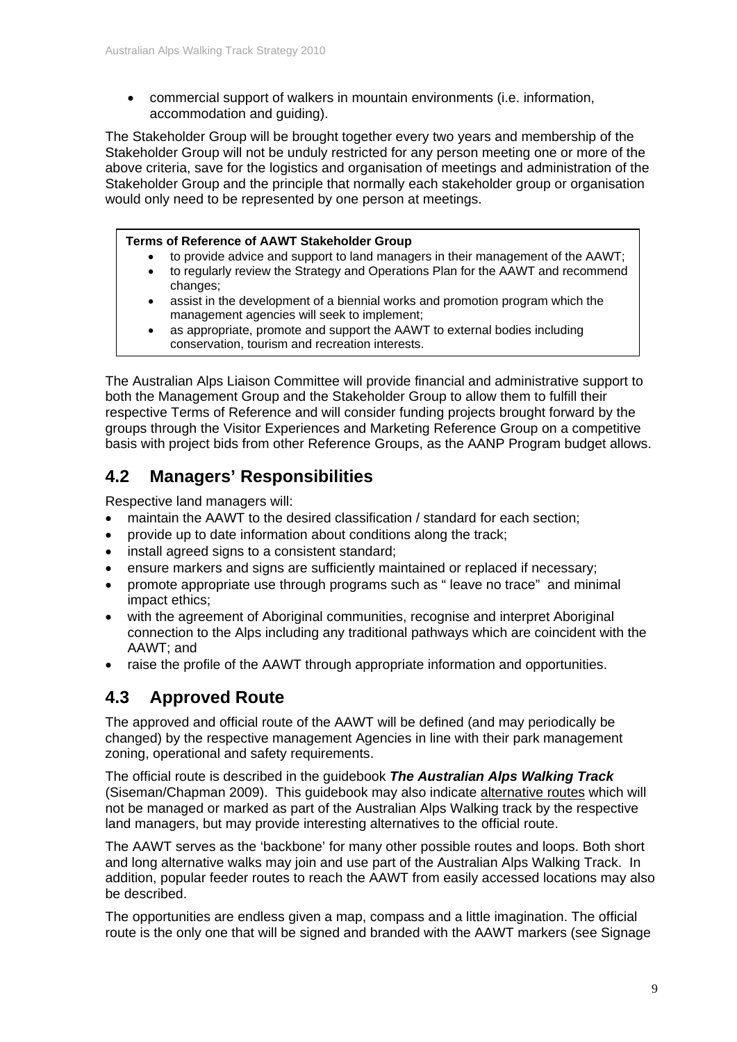- commercial support of walkers in mountain environments (i.e. information, accommodation and guiding).

The Stakeholder Group will be brought together every two years and membership of the Stakeholder Group will not be unduly restricted for any person meeting one or more of the above criteria, save for the logistics and organisation of meetings and administration of the Stakeholder Group and the principle that normally each stakeholder group or organisation would only need to be represented by one person at meetings.

**Terms of Reference of AAWT Stakeholder Group**

- to provide advice and support to land managers in their management of the AAWT;
- to regularly review the Strategy and Operations Plan for the AAWT and recommend changes;
- assist in the development of a biennial works and promotion program which the management agencies will seek to implement;
- as appropriate, promote and support the AAWT to external bodies including conservation, tourism and recreation interests.

The Australian Alps Liaison Committee will provide financial and administrative support to both the Management Group and the Stakeholder Group to allow them to fulfill their respective Terms of Reference and will consider funding projects brought forward by the groups through the Visitor Experiences and Marketing Reference Group on a competitive basis with project bids from other Reference Groups, as the AANP Program budget allows.

## 4.2 Managers' Responsibilities

Respective land managers will:

- maintain the AAWT to the desired classification / standard for each section;
- provide up to date information about conditions along the track;
- install agreed signs to a consistent standard;
- ensure markers and signs are sufficiently maintained or replaced if necessary;
- promote appropriate use through programs such as " leave no trace" and minimal impact ethics;
- with the agreement of Aboriginal communities, recognise and interpret Aboriginal connection to the Alps including any traditional pathways which are coincident with the AAWT; and
- raise the profile of the AAWT through appropriate information and opportunities.

## 4.3 Approved Route

The approved and official route of the AAWT will be defined (and may periodically be changed) by the respective management Agencies in line with their park management zoning, operational and safety requirements.

The official route is described in the guidebook ***The Australian Alps Walking Track*** (Siseman/Chapman 2009). This guidebook may also indicate alternative routes which will not be managed or marked as part of the Australian Alps Walking track by the respective land managers, but may provide interesting alternatives to the official route.

The AAWT serves as the 'backbone' for many other possible routes and loops. Both short and long alternative walks may join and use part of the Australian Alps Walking Track. In addition, popular feeder routes to reach the AAWT from easily accessed locations may also be described.

The opportunities are endless given a map, compass and a little imagination. The official route is the only one that will be signed and branded with the AAWT markers (see Signage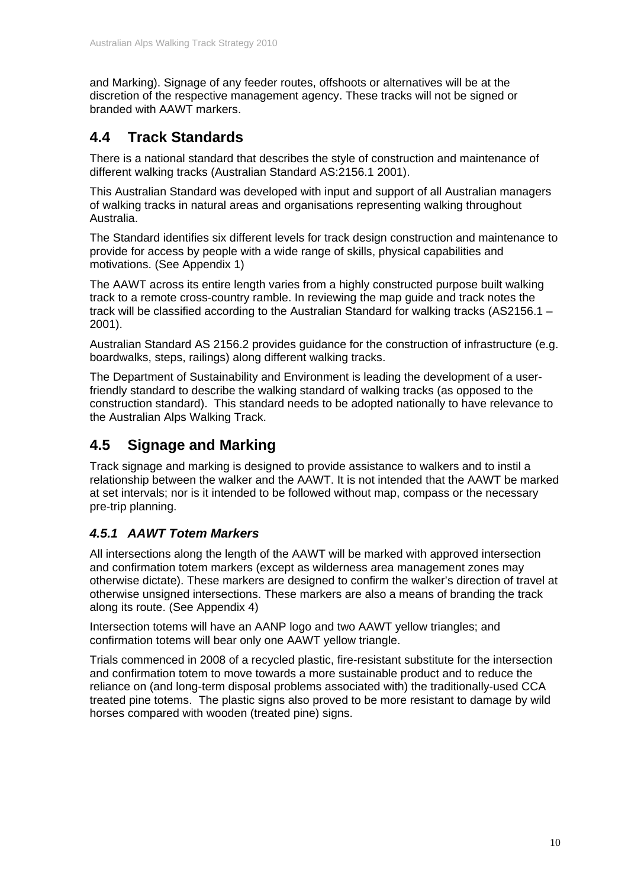and Marking). Signage of any feeder routes, offshoots or alternatives will be at the discretion of the respective management agency. These tracks will not be signed or branded with AAWT markers.

## 4.4 Track Standards

There is a national standard that describes the style of construction and maintenance of different walking tracks (Australian Standard AS:2156.1 2001).

This Australian Standard was developed with input and support of all Australian managers of walking tracks in natural areas and organisations representing walking throughout Australia.

The Standard identifies six different levels for track design construction and maintenance to provide for access by people with a wide range of skills, physical capabilities and motivations. (See Appendix 1)

The AAWT across its entire length varies from a highly constructed purpose built walking track to a remote cross-country ramble. In reviewing the map guide and track notes the track will be classified according to the Australian Standard for walking tracks (AS2156.1 – 2001).

Australian Standard AS 2156.2 provides guidance for the construction of infrastructure (e.g. boardwalks, steps, railings) along different walking tracks.

The Department of Sustainability and Environment is leading the development of a user-friendly standard to describe the walking standard of walking tracks (as opposed to the construction standard). This standard needs to be adopted nationally to have relevance to the Australian Alps Walking Track.

## 4.5 Signage and Marking

Track signage and marking is designed to provide assistance to walkers and to instil a relationship between the walker and the AAWT. It is not intended that the AAWT be marked at set intervals; nor is it intended to be followed without map, compass or the necessary pre-trip planning.

### *4.5.1 AAWT Totem Markers*

All intersections along the length of the AAWT will be marked with approved intersection and confirmation totem markers (except as wilderness area management zones may otherwise dictate). These markers are designed to confirm the walker's direction of travel at otherwise unsigned intersections. These markers are also a means of branding the track along its route. (See Appendix 4)

Intersection totems will have an AANP logo and two AAWT yellow triangles; and confirmation totems will bear only one AAWT yellow triangle.

Trials commenced in 2008 of a recycled plastic, fire-resistant substitute for the intersection and confirmation totem to move towards a more sustainable product and to reduce the reliance on (and long-term disposal problems associated with) the traditionally-used CCA treated pine totems. The plastic signs also proved to be more resistant to damage by wild horses compared with wooden (treated pine) signs.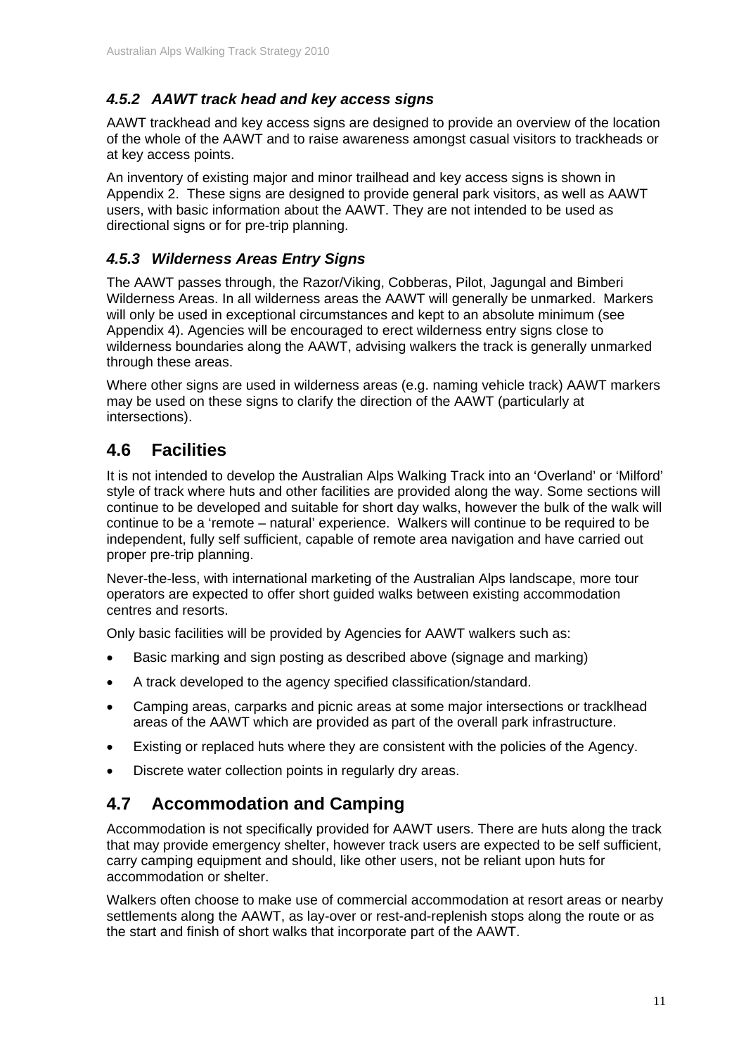### *4.5.2 AAWT track head and key access signs*

AAWT trackhead and key access signs are designed to provide an overview of the location of the whole of the AAWT and to raise awareness amongst casual visitors to trackheads or at key access points.

An inventory of existing major and minor trailhead and key access signs is shown in Appendix 2. These signs are designed to provide general park visitors, as well as AAWT users, with basic information about the AAWT. They are not intended to be used as directional signs or for pre-trip planning.

### *4.5.3 Wilderness Areas Entry Signs*

The AAWT passes through, the Razor/Viking, Cobberas, Pilot, Jagungal and Bimberi Wilderness Areas. In all wilderness areas the AAWT will generally be unmarked. Markers will only be used in exceptional circumstances and kept to an absolute minimum (see Appendix 4). Agencies will be encouraged to erect wilderness entry signs close to wilderness boundaries along the AAWT, advising walkers the track is generally unmarked through these areas.

Where other signs are used in wilderness areas (e.g. naming vehicle track) AAWT markers may be used on these signs to clarify the direction of the AAWT (particularly at intersections).

## 4.6 Facilities

It is not intended to develop the Australian Alps Walking Track into an 'Overland' or 'Milford' style of track where huts and other facilities are provided along the way. Some sections will continue to be developed and suitable for short day walks, however the bulk of the walk will continue to be a 'remote – natural' experience. Walkers will continue to be required to be independent, fully self sufficient, capable of remote area navigation and have carried out proper pre-trip planning.

Never-the-less, with international marketing of the Australian Alps landscape, more tour operators are expected to offer short guided walks between existing accommodation centres and resorts.

Only basic facilities will be provided by Agencies for AAWT walkers such as:

- Basic marking and sign posting as described above (signage and marking)
- A track developed to the agency specified classification/standard.
- Camping areas, carparks and picnic areas at some major intersections or tracklhead areas of the AAWT which are provided as part of the overall park infrastructure.
- Existing or replaced huts where they are consistent with the policies of the Agency.
- Discrete water collection points in regularly dry areas.

## 4.7 Accommodation and Camping

Accommodation is not specifically provided for AAWT users. There are huts along the track that may provide emergency shelter, however track users are expected to be self sufficient, carry camping equipment and should, like other users, not be reliant upon huts for accommodation or shelter.

Walkers often choose to make use of commercial accommodation at resort areas or nearby settlements along the AAWT, as lay-over or rest-and-replenish stops along the route or as the start and finish of short walks that incorporate part of the AAWT.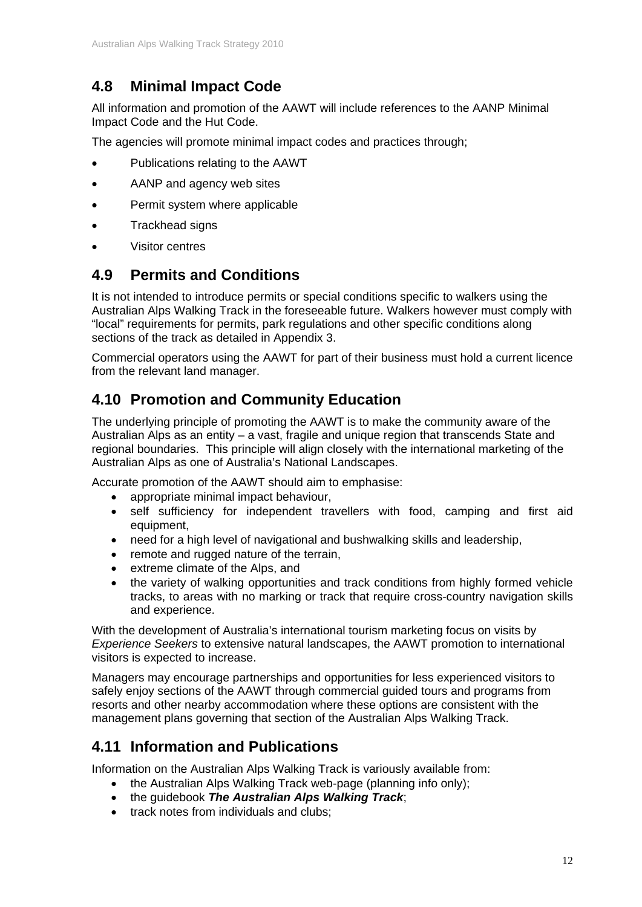## 4.8 Minimal Impact Code

All information and promotion of the AAWT will include references to the AANP Minimal Impact Code and the Hut Code.

The agencies will promote minimal impact codes and practices through;

- Publications relating to the AAWT
- AANP and agency web sites
- Permit system where applicable
- Trackhead signs
- Visitor centres

## 4.9 Permits and Conditions

It is not intended to introduce permits or special conditions specific to walkers using the Australian Alps Walking Track in the foreseeable future. Walkers however must comply with "local" requirements for permits, park regulations and other specific conditions along sections of the track as detailed in Appendix 3.

Commercial operators using the AAWT for part of their business must hold a current licence from the relevant land manager.

## 4.10 Promotion and Community Education

The underlying principle of promoting the AAWT is to make the community aware of the Australian Alps as an entity – a vast, fragile and unique region that transcends State and regional boundaries. This principle will align closely with the international marketing of the Australian Alps as one of Australia's National Landscapes.

Accurate promotion of the AAWT should aim to emphasise:

- appropriate minimal impact behaviour,
- self sufficiency for independent travellers with food, camping and first aid equipment,
- need for a high level of navigational and bushwalking skills and leadership,
- remote and rugged nature of the terrain,
- extreme climate of the Alps, and
- the variety of walking opportunities and track conditions from highly formed vehicle tracks, to areas with no marking or track that require cross-country navigation skills and experience.

With the development of Australia's international tourism marketing focus on visits by *Experience Seekers* to extensive natural landscapes, the AAWT promotion to international visitors is expected to increase.

Managers may encourage partnerships and opportunities for less experienced visitors to safely enjoy sections of the AAWT through commercial guided tours and programs from resorts and other nearby accommodation where these options are consistent with the management plans governing that section of the Australian Alps Walking Track.

## 4.11 Information and Publications

Information on the Australian Alps Walking Track is variously available from:

- the Australian Alps Walking Track web-page (planning info only);
- the guidebook ***The Australian Alps Walking Track***;
- track notes from individuals and clubs;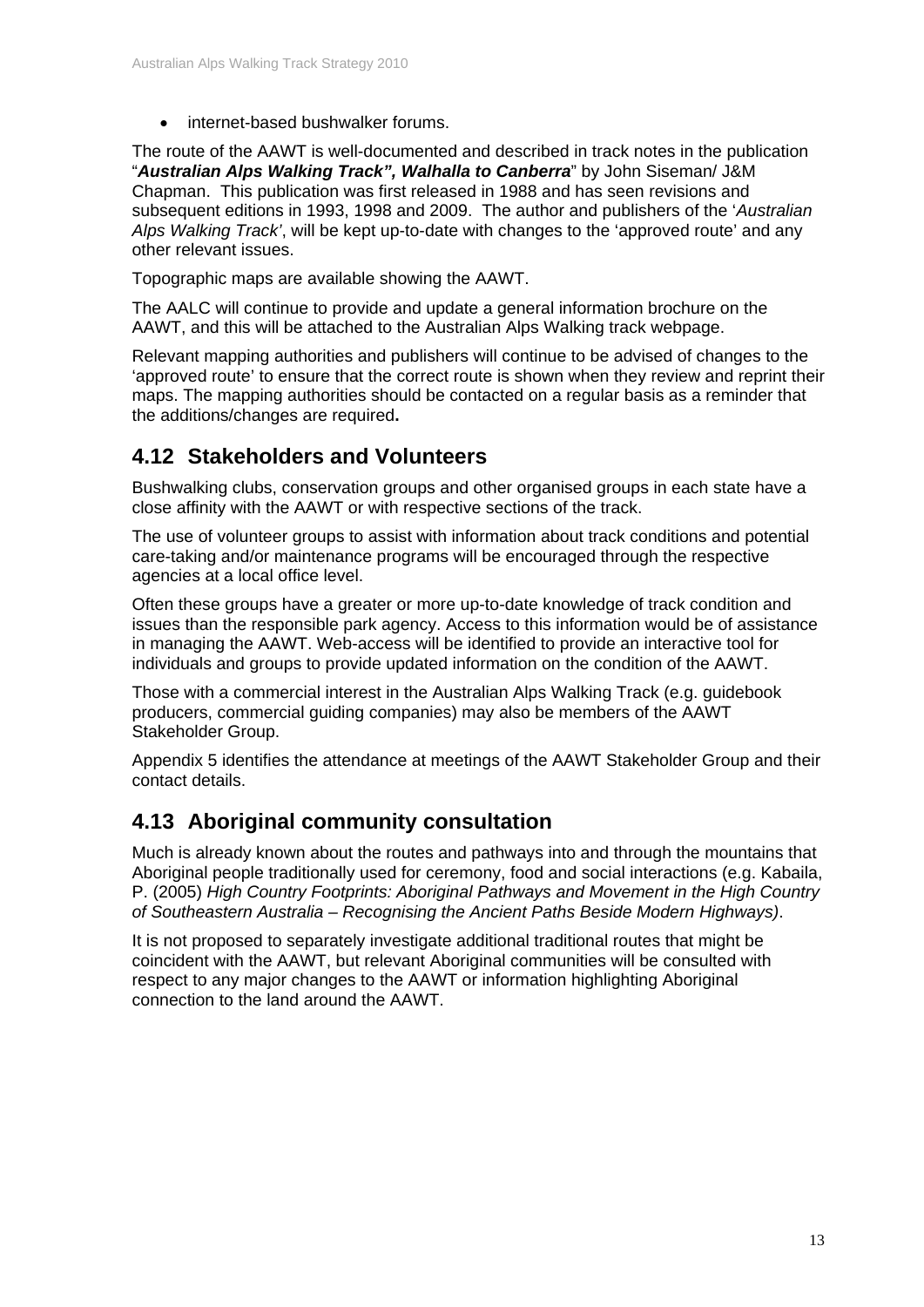- internet-based bushwalker forums.

The route of the AAWT is well-documented and described in track notes in the publication "***Australian Alps Walking Track", Walhalla to Canberra***" by John Siseman/ J&M Chapman. This publication was first released in 1988 and has seen revisions and subsequent editions in 1993, 1998 and 2009. The author and publishers of the '*Australian Alps Walking Track'*, will be kept up-to-date with changes to the 'approved route' and any other relevant issues.

Topographic maps are available showing the AAWT.

The AALC will continue to provide and update a general information brochure on the AAWT, and this will be attached to the Australian Alps Walking track webpage.

Relevant mapping authorities and publishers will continue to be advised of changes to the 'approved route' to ensure that the correct route is shown when they review and reprint their maps. The mapping authorities should be contacted on a regular basis as a reminder that the additions/changes are required**.**

## 4.12 Stakeholders and Volunteers

Bushwalking clubs, conservation groups and other organised groups in each state have a close affinity with the AAWT or with respective sections of the track.

The use of volunteer groups to assist with information about track conditions and potential care-taking and/or maintenance programs will be encouraged through the respective agencies at a local office level.

Often these groups have a greater or more up-to-date knowledge of track condition and issues than the responsible park agency. Access to this information would be of assistance in managing the AAWT. Web-access will be identified to provide an interactive tool for individuals and groups to provide updated information on the condition of the AAWT.

Those with a commercial interest in the Australian Alps Walking Track (e.g. guidebook producers, commercial guiding companies) may also be members of the AAWT Stakeholder Group.

Appendix 5 identifies the attendance at meetings of the AAWT Stakeholder Group and their contact details.

## 4.13 Aboriginal community consultation

Much is already known about the routes and pathways into and through the mountains that Aboriginal people traditionally used for ceremony, food and social interactions (e.g. Kabaila, P. (2005) *High Country Footprints: Aboriginal Pathways and Movement in the High Country of Southeastern Australia – Recognising the Ancient Paths Beside Modern Highways)*.

It is not proposed to separately investigate additional traditional routes that might be coincident with the AAWT, but relevant Aboriginal communities will be consulted with respect to any major changes to the AAWT or information highlighting Aboriginal connection to the land around the AAWT.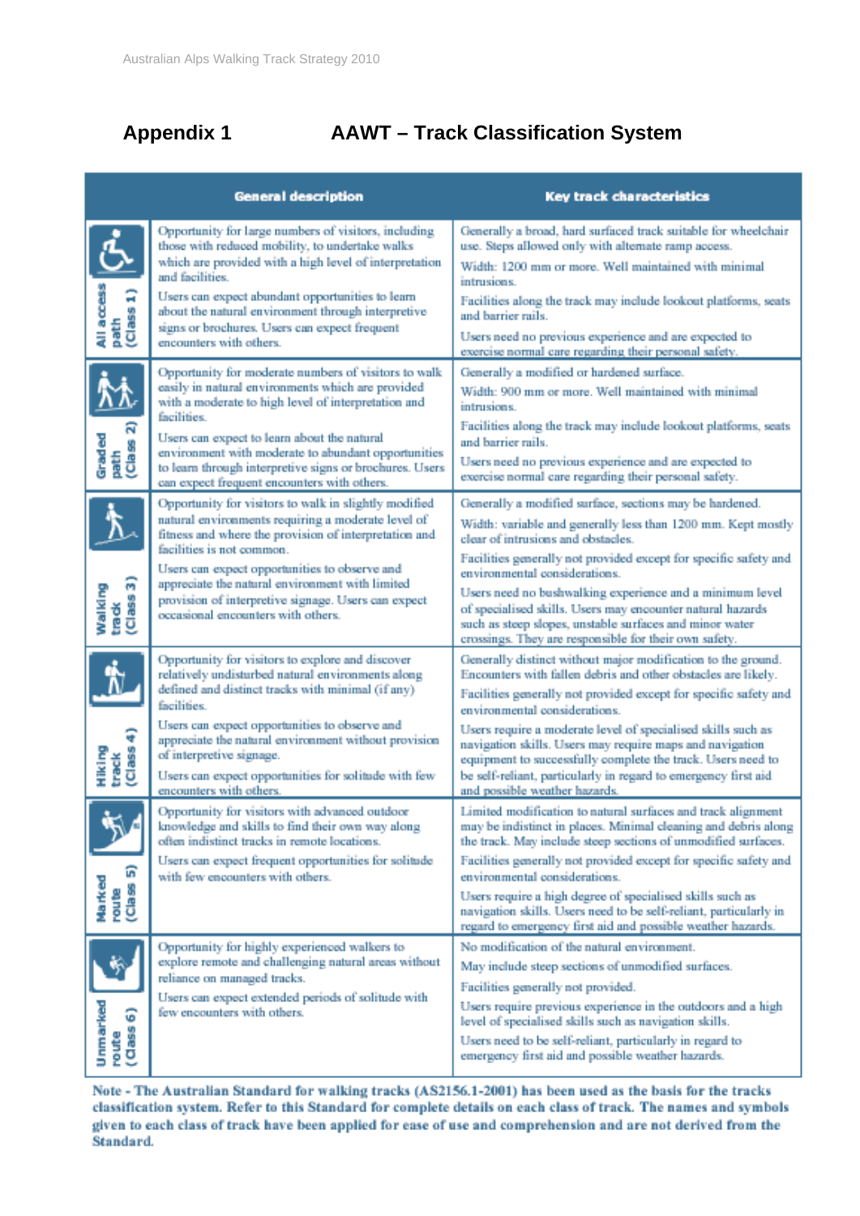# Appendix 1 AAWT – Track Classification System

| | General description | Key track characteristics |
|---|---|---|
| All access path (Class 1) | Opportunity for large numbers of visitors, including those with reduced mobility, to undertake walks which are provided with a high level of interpretation and facilities.<br><br>Users can expect abundant opportunities to learn about the natural environment through interpretive signs or brochures. Users can expect frequent encounters with others. | Generally a broad, hard surfaced track suitable for wheelchair use. Steps allowed only with alternate ramp access.<br><br>Width: 1200 mm or more. Well maintained with minimal intrusions.<br><br>Facilities along the track may include lookout platforms, seats and barrier rails.<br><br>Users need no previous experience and are expected to exercise normal care regarding their personal safety. |
| Graded path (Class 2) | Opportunity for moderate numbers of visitors to walk easily in natural environments which are provided with a moderate to high level of interpretation and facilities.<br><br>Users can expect to learn about the natural environment with moderate to abundant opportunities to learn through interpretive signs or brochures. Users can expect frequent encounters with others. | Generally a modified or hardened surface.<br><br>Width: 900 mm or more. Well maintained with minimal intrusions.<br><br>Facilities along the track may include lookout platforms, seats and barrier rails.<br><br>Users need no previous experience and are expected to exercise normal care regarding their personal safety. |
| Walking track (Class 3) | Opportunity for visitors to walk in slightly modified natural environments requiring a moderate level of fitness and where the provision of interpretation and facilities is not common.<br><br>Users can expect opportunities to observe and appreciate the natural environment with limited provision of interpretive signage. Users can expect occasional encounters with others. | Generally a modified surface, sections may be hardened.<br><br>Width: variable and generally less than 1200 mm. Kept mostly clear of intrusions and obstacles.<br><br>Facilities generally not provided except for specific safety and environmental considerations.<br><br>Users need no bushwalking experience and a minimum level of specialised skills. Users may encounter natural hazards such as steep slopes, unstable surfaces and minor water crossings. They are responsible for their own safety. |
| Hiking track (Class 4) | Opportunity for visitors to explore and discover relatively undisturbed natural environments along defined and distinct tracks with minimal (if any) facilities.<br><br>Users can expect opportunities to observe and appreciate the natural environment without provision of interpretive signage.<br><br>Users can expect opportunities for solitude with few encounters with others. | Generally distinct without major modification to the ground. Encounters with fallen debris and other obstacles are likely.<br><br>Facilities generally not provided except for specific safety and environmental considerations.<br><br>Users require a moderate level of specialised skills such as navigation skills. Users may require maps and navigation equipment to successfully complete the track. Users need to be self-reliant, particularly in regard to emergency first aid and possible weather hazards. |
| Marked route (Class 5) | Opportunity for visitors with advanced outdoor knowledge and skills to find their own way along often indistinct tracks in remote locations.<br><br>Users can expect frequent opportunities for solitude with few encounters with others. | Limited modification to natural surfaces and track alignment may be indistinct in places. Minimal clearing and debris along the track. May include steep sections of unmodified surfaces.<br><br>Facilities generally not provided except for specific safety and environmental considerations.<br><br>Users require a high degree of specialised skills such as navigation skills. Users need to be self-reliant, particularly in regard to emergency first aid and possible weather hazards. |
| Unmarked route (Class 6) | Opportunity for highly experienced walkers to explore remote and challenging natural areas without reliance on managed tracks.<br><br>Users can expect extended periods of solitude with few encounters with others. | No modification of the natural environment.<br><br>May include steep sections of unmodified surfaces.<br><br>Facilities generally not provided.<br><br>Users require previous experience in the outdoors and a high level of specialised skills such as navigation skills.<br><br>Users need to be self-reliant, particularly in regard to emergency first aid and possible weather hazards. |

**Note - The Australian Standard for walking tracks (AS2156.1-2001) has been used as the basis for the tracks classification system. Refer to this Standard for complete details on each class of track. The names and symbols given to each class of track have been applied for ease of use and comprehension and are not derived from the Standard.**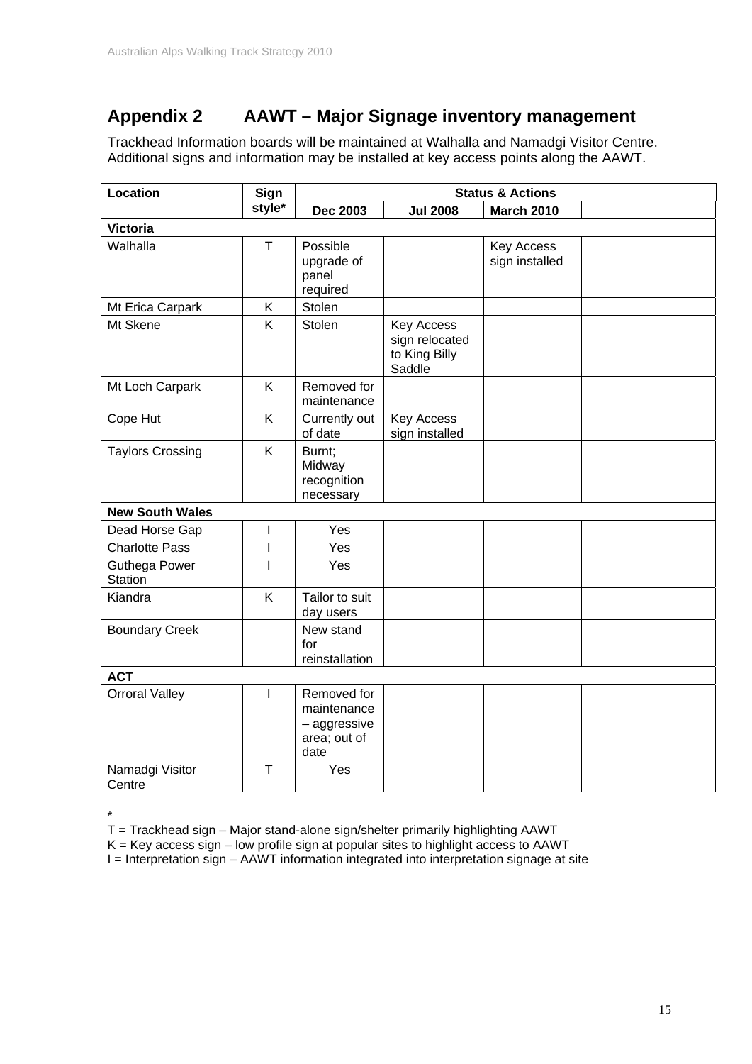## Appendix 2 AAWT – Major Signage inventory management

Trackhead Information boards will be maintained at Walhalla and Namadgi Visitor Centre. Additional signs and information may be installed at key access points along the AAWT.

| Location | Sign style* | Status & Actions | | | |
|---|---|---|---|---|---|
| | | Dec 2003 | Jul 2008 | March 2010 | |
| **Victoria** | | | | | |
| Walhalla | T | Possible upgrade of panel required | | Key Access sign installed | |
| Mt Erica Carpark | K | Stolen | | | |
| Mt Skene | K | Stolen | Key Access sign relocated to King Billy Saddle | | |
| Mt Loch Carpark | K | Removed for maintenance | | | |
| Cope Hut | K | Currently out of date | Key Access sign installed | | |
| Taylors Crossing | K | Burnt; Midway recognition necessary | | | |
| **New South Wales** | | | | | |
| Dead Horse Gap | I | Yes | | | |
| Charlotte Pass | I | Yes | | | |
| Guthega Power Station | I | Yes | | | |
| Kiandra | K | Tailor to suit day users | | | |
| Boundary Creek | | New stand for reinstallation | | | |
| **ACT** | | | | | |
| Orroral Valley | I | Removed for maintenance – aggressive area; out of date | | | |
| Namadgi Visitor Centre | T | Yes | | | |

*
T = Trackhead sign – Major stand-alone sign/shelter primarily highlighting AAWT
K = Key access sign – low profile sign at popular sites to highlight access to AAWT
I = Interpretation sign – AAWT information integrated into interpretation signage at site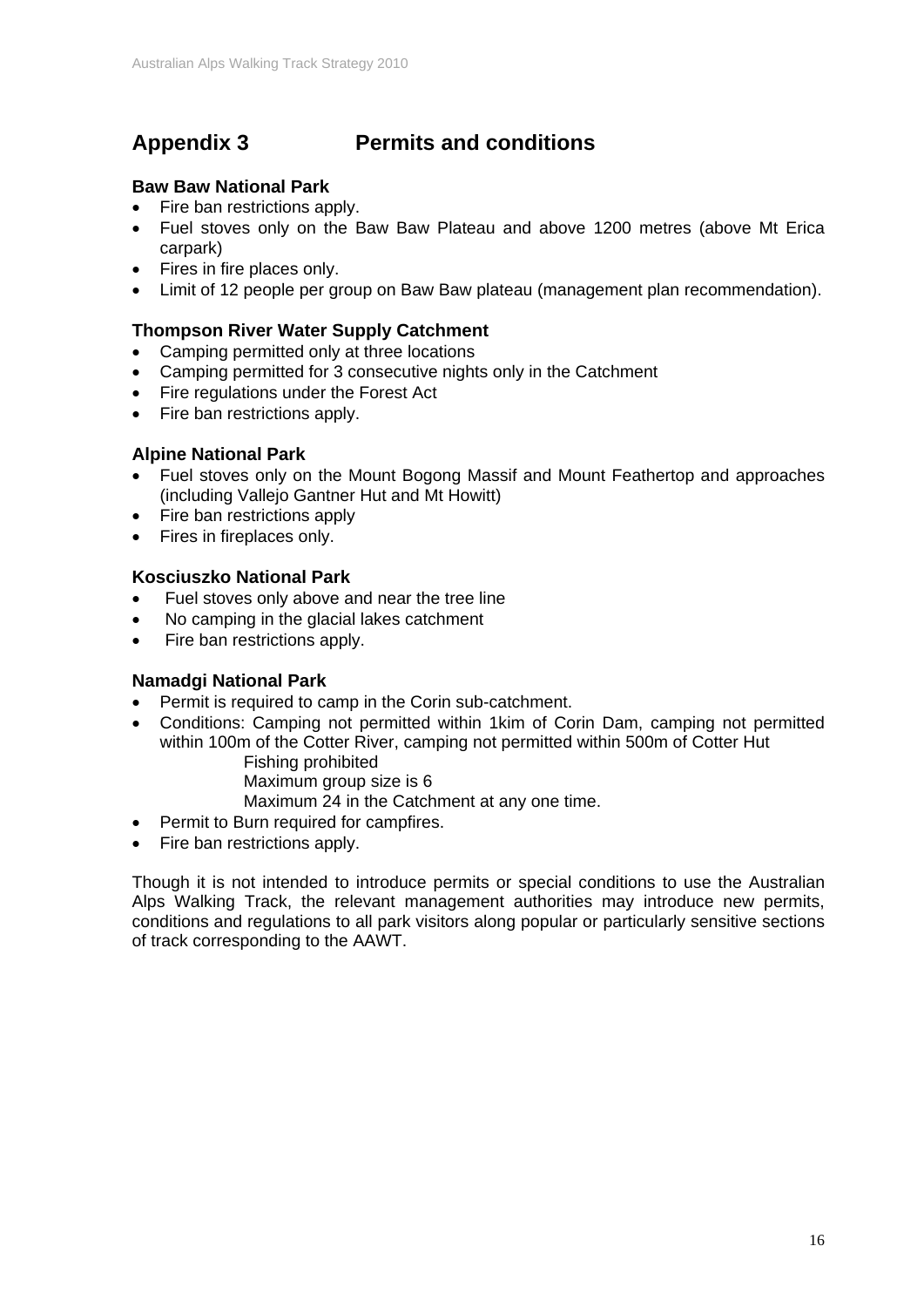# Appendix 3 Permits and conditions

**Baw Baw National Park**

- Fire ban restrictions apply.
- Fuel stoves only on the Baw Baw Plateau and above 1200 metres (above Mt Erica carpark)
- Fires in fire places only.
- Limit of 12 people per group on Baw Baw plateau (management plan recommendation).

**Thompson River Water Supply Catchment**

- Camping permitted only at three locations
- Camping permitted for 3 consecutive nights only in the Catchment
- Fire regulations under the Forest Act
- Fire ban restrictions apply.

**Alpine National Park**

- Fuel stoves only on the Mount Bogong Massif and Mount Feathertop and approaches (including Vallejo Gantner Hut and Mt Howitt)
- Fire ban restrictions apply
- Fires in fireplaces only.

**Kosciuszko National Park**

- Fuel stoves only above and near the tree line
- No camping in the glacial lakes catchment
- Fire ban restrictions apply.

**Namadgi National Park**

- Permit is required to camp in the Corin sub-catchment.
- Conditions: Camping not permitted within 1kim of Corin Dam, camping not permitted within 100m of the Cotter River, camping not permitted within 500m of Cotter Hut
  Fishing prohibited
  Maximum group size is 6
  Maximum 24 in the Catchment at any one time.
- Permit to Burn required for campfires.
- Fire ban restrictions apply.

Though it is not intended to introduce permits or special conditions to use the Australian Alps Walking Track, the relevant management authorities may introduce new permits, conditions and regulations to all park visitors along popular or particularly sensitive sections of track corresponding to the AAWT.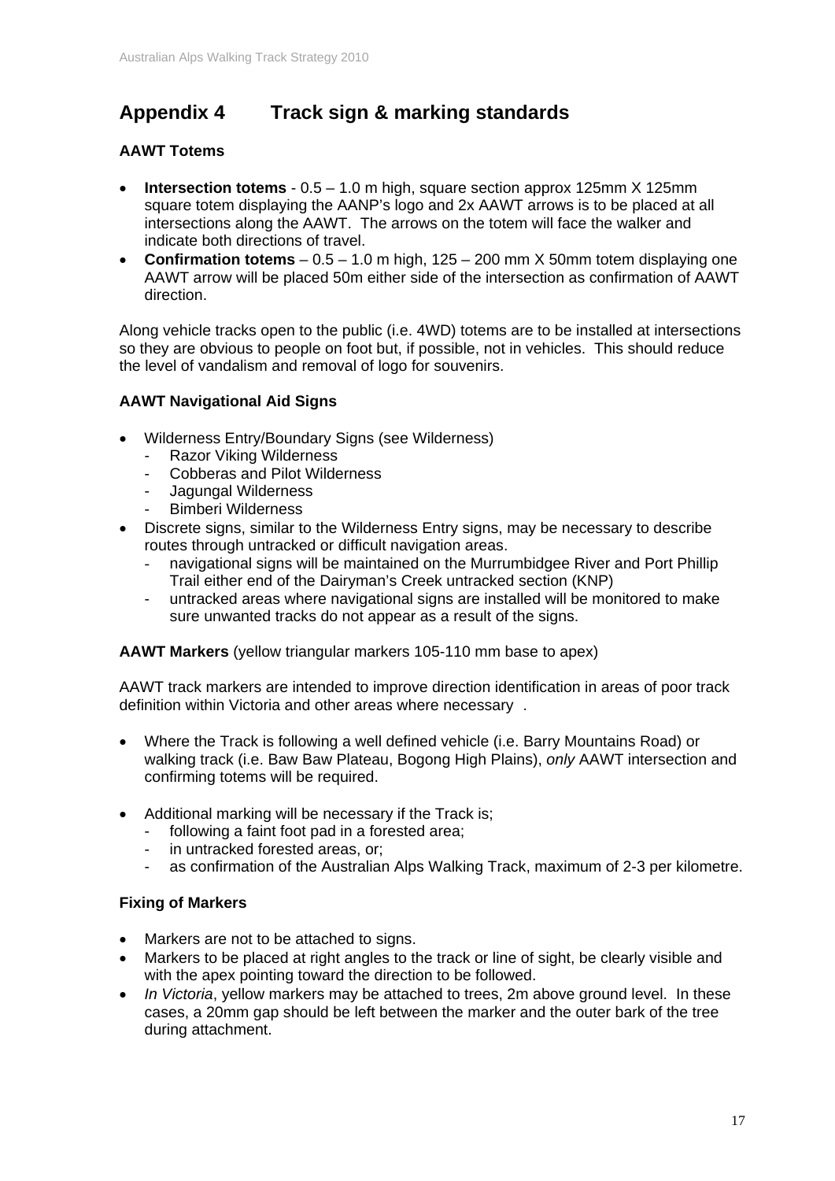# Appendix 4 Track sign & marking standards

### AAWT Totems

- **Intersection totems** - 0.5 – 1.0 m high, square section approx 125mm X 125mm square totem displaying the AANP's logo and 2x AAWT arrows is to be placed at all intersections along the AAWT. The arrows on the totem will face the walker and indicate both directions of travel.
- **Confirmation totems** – 0.5 – 1.0 m high, 125 – 200 mm X 50mm totem displaying one AAWT arrow will be placed 50m either side of the intersection as confirmation of AAWT direction.

Along vehicle tracks open to the public (i.e. 4WD) totems are to be installed at intersections so they are obvious to people on foot but, if possible, not in vehicles. This should reduce the level of vandalism and removal of logo for souvenirs.

### AAWT Navigational Aid Signs

- Wilderness Entry/Boundary Signs (see Wilderness)
  - Razor Viking Wilderness
  - Cobberas and Pilot Wilderness
  - Jagungal Wilderness
  - Bimberi Wilderness
- Discrete signs, similar to the Wilderness Entry signs, may be necessary to describe routes through untracked or difficult navigation areas.
  - navigational signs will be maintained on the Murrumbidgee River and Port Phillip Trail either end of the Dairyman's Creek untracked section (KNP)
  - untracked areas where navigational signs are installed will be monitored to make sure unwanted tracks do not appear as a result of the signs.

**AAWT Markers** (yellow triangular markers 105-110 mm base to apex)

AAWT track markers are intended to improve direction identification in areas of poor track definition within Victoria and other areas where necessary .

- Where the Track is following a well defined vehicle (i.e. Barry Mountains Road) or walking track (i.e. Baw Baw Plateau, Bogong High Plains), *only* AAWT intersection and confirming totems will be required.

- Additional marking will be necessary if the Track is;
  - following a faint foot pad in a forested area;
  - in untracked forested areas, or;
  - as confirmation of the Australian Alps Walking Track, maximum of 2-3 per kilometre.

### Fixing of Markers

- Markers are not to be attached to signs.
- Markers to be placed at right angles to the track or line of sight, be clearly visible and with the apex pointing toward the direction to be followed.
- *In Victoria*, yellow markers may be attached to trees, 2m above ground level. In these cases, a 20mm gap should be left between the marker and the outer bark of the tree during attachment.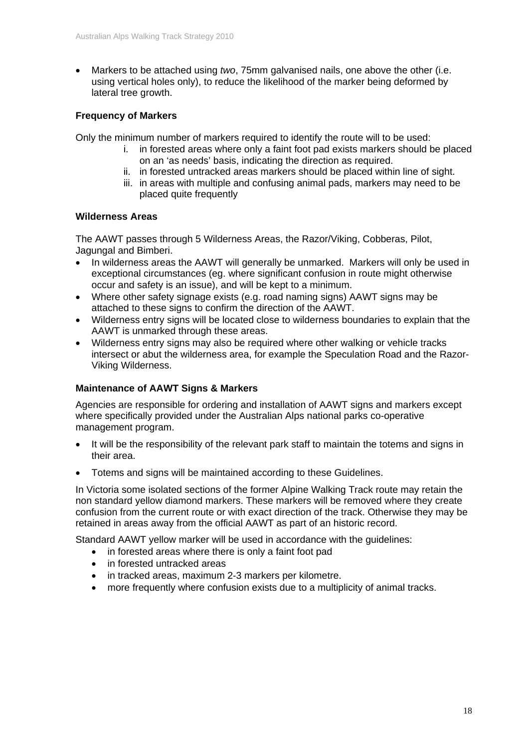- Markers to be attached using *two*, 75mm galvanised nails, one above the other (i.e. using vertical holes only), to reduce the likelihood of the marker being deformed by lateral tree growth.

**Frequency of Markers**

Only the minimum number of markers required to identify the route will to be used:

i. in forested areas where only a faint foot pad exists markers should be placed on an 'as needs' basis, indicating the direction as required.
ii. in forested untracked areas markers should be placed within line of sight.
iii. in areas with multiple and confusing animal pads, markers may need to be placed quite frequently

**Wilderness Areas**

The AAWT passes through 5 Wilderness Areas, the Razor/Viking, Cobberas, Pilot, Jagungal and Bimberi.

- In wilderness areas the AAWT will generally be unmarked. Markers will only be used in exceptional circumstances (eg. where significant confusion in route might otherwise occur and safety is an issue), and will be kept to a minimum.
- Where other safety signage exists (e.g. road naming signs) AAWT signs may be attached to these signs to confirm the direction of the AAWT.
- Wilderness entry signs will be located close to wilderness boundaries to explain that the AAWT is unmarked through these areas.
- Wilderness entry signs may also be required where other walking or vehicle tracks intersect or abut the wilderness area, for example the Speculation Road and the Razor-Viking Wilderness.

**Maintenance of AAWT Signs & Markers**

Agencies are responsible for ordering and installation of AAWT signs and markers except where specifically provided under the Australian Alps national parks co-operative management program.

- It will be the responsibility of the relevant park staff to maintain the totems and signs in their area.
- Totems and signs will be maintained according to these Guidelines.

In Victoria some isolated sections of the former Alpine Walking Track route may retain the non standard yellow diamond markers. These markers will be removed where they create confusion from the current route or with exact direction of the track. Otherwise they may be retained in areas away from the official AAWT as part of an historic record.

Standard AAWT yellow marker will be used in accordance with the guidelines:

- in forested areas where there is only a faint foot pad
- in forested untracked areas
- in tracked areas, maximum 2-3 markers per kilometre.
- more frequently where confusion exists due to a multiplicity of animal tracks.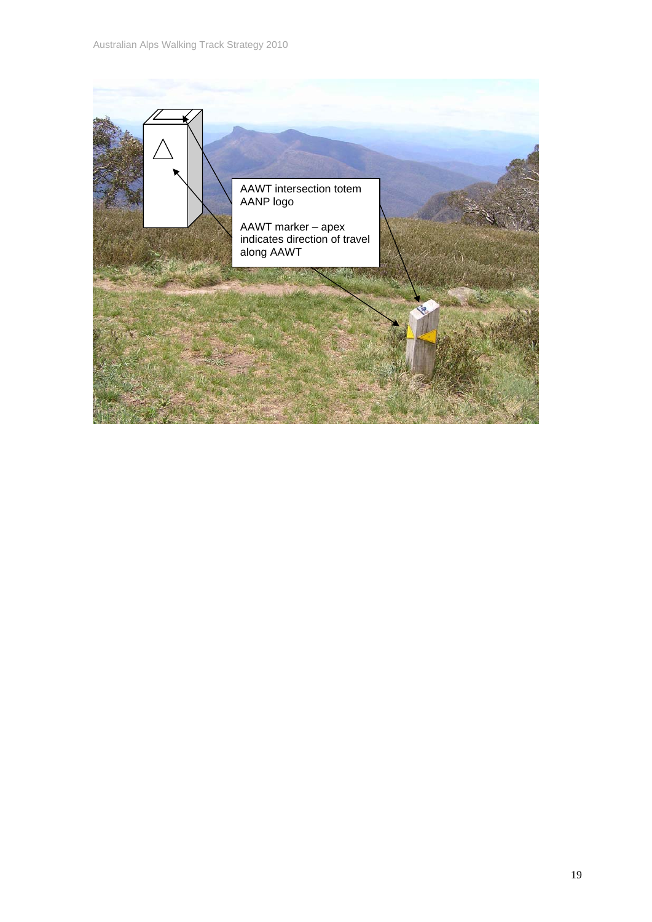AAWT intersection totem
AANP logo

AAWT marker – apex indicates direction of travel along AAWT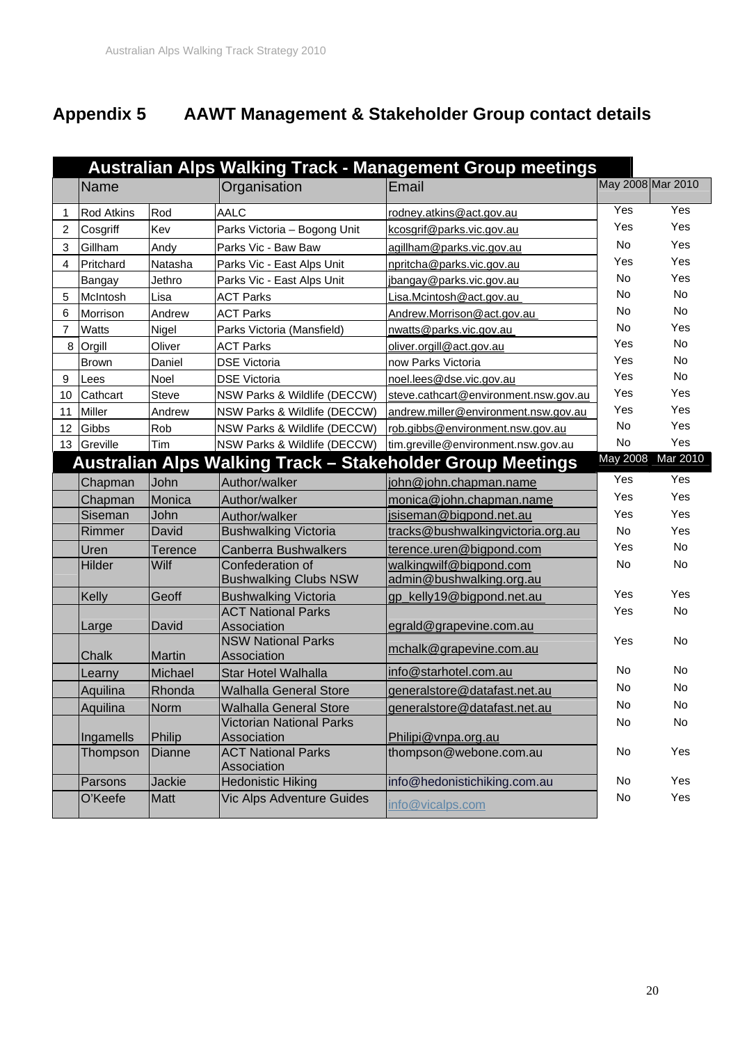## Appendix 5 AAWT Management & Stakeholder Group contact details

| | Australian Alps Walking Track - Management Group meetings | | | | | |
|---|---|---|---|---|---|---|
| | Name | | Organisation | Email | May 2008 | Mar 2010 |
| 1 | Rod Atkins | Rod | AALC | rodney.atkins@act.gov.au | Yes | Yes |
| 2 | Cosgriff | Kev | Parks Victoria – Bogong Unit | kcosgrif@parks.vic.gov.au | Yes | Yes |
| 3 | Gillham | Andy | Parks Vic - Baw Baw | agillham@parks.vic.gov.au | No | Yes |
| 4 | Pritchard | Natasha | Parks Vic - East Alps Unit | npritcha@parks.vic.gov.au | Yes | Yes |
| | Bangay | Jethro | Parks Vic - East Alps Unit | jbangay@parks.vic.gov.au | No | Yes |
| 5 | McIntosh | Lisa | ACT Parks | Lisa.Mcintosh@act.gov.au | No | No |
| 6 | Morrison | Andrew | ACT Parks | Andrew.Morrison@act.gov.au | No | No |
| 7 | Watts | Nigel | Parks Victoria (Mansfield) | nwatts@parks.vic.gov.au | No | Yes |
| 8 | Orgill | Oliver | ACT Parks | oliver.orgill@act.gov.au | Yes | No |
| | Brown | Daniel | DSE Victoria | now Parks Victoria | Yes | No |
| 9 | Lees | Noel | DSE Victoria | noel.lees@dse.vic.gov.au | Yes | No |
| 10 | Cathcart | Steve | NSW Parks & Wildlife (DECCW) | steve.cathcart@environment.nsw.gov.au | Yes | Yes |
| 11 | Miller | Andrew | NSW Parks & Wildlife (DECCW) | andrew.miller@environment.nsw.gov.au | Yes | Yes |
| 12 | Gibbs | Rob | NSW Parks & Wildlife (DECCW) | rob.gibbs@environment.nsw.gov.au | No | Yes |
| 13 | Greville | Tim | NSW Parks & Wildlife (DECCW) | tim.greville@environment.nsw.gov.au | No | Yes |
| | **Australian Alps Walking Track – Stakeholder Group Meetings** | | | | May 2008 | Mar 2010 |
| | Chapman | John | Author/walker | john@john.chapman.name | Yes | Yes |
| | Chapman | Monica | Author/walker | monica@john.chapman.name | Yes | Yes |
| | Siseman | John | Author/walker | jsiseman@bigpond.net.au | Yes | Yes |
| | Rimmer | David | Bushwalking Victoria | tracks@bushwalkingvictoria.org.au | No | Yes |
| | Uren | Terence | Canberra Bushwalkers | terence.uren@bigpond.com | Yes | No |
| | Hilder | Wilf | Confederation of Bushwalking Clubs NSW | walkingwilf@bigpond.com admin@bushwalking.org.au | No | No |
| | Kelly | Geoff | Bushwalking Victoria | gp_kelly19@bigpond.net.au | Yes | Yes |
| | Large | David | ACT National Parks Association | egrald@grapevine.com.au | Yes | No |
| | Chalk | Martin | NSW National Parks Association | mchalk@grapevine.com.au | Yes | No |
| | Learny | Michael | Star Hotel Walhalla | info@starhotel.com.au | No | No |
| | Aquilina | Rhonda | Walhalla General Store | generalstore@datafast.net.au | No | No |
| | Aquilina | Norm | Walhalla General Store | generalstore@datafast.net.au | No | No |
| | Ingamells | Philip | Victorian National Parks Association | Philipi@vnpa.org.au | No | No |
| | Thompson | Dianne | ACT National Parks Association | thompson@webone.com.au | No | Yes |
| | Parsons | Jackie | Hedonistic Hiking | info@hedonistichiking.com.au | No | Yes |
| | O'Keefe | Matt | Vic Alps Adventure Guides | info@vicalps.com | No | Yes |